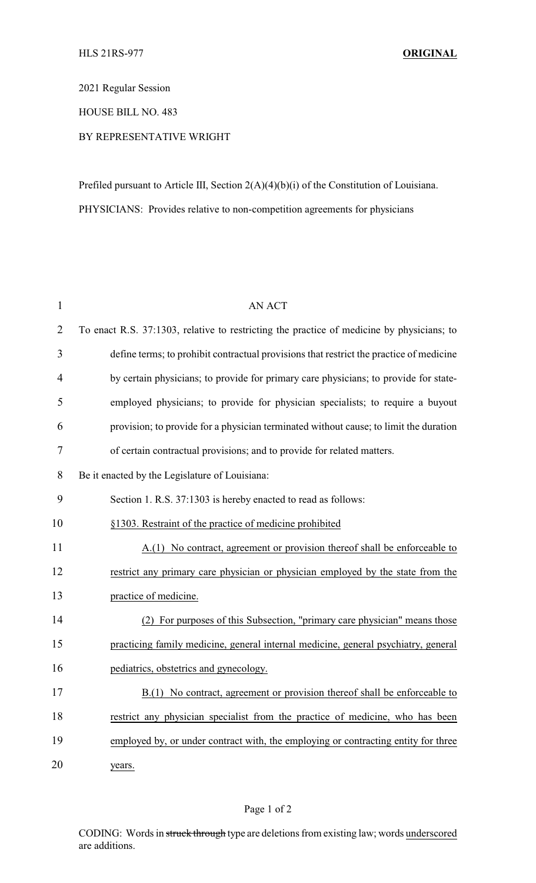HLS 21RS-977 **ORIGINAL**

2021 Regular Session

HOUSE BILL NO. 483

BY REPRESENTATIVE WRIGHT

Prefiled pursuant to Article III, Section 2(A)(4)(b)(i) of the Constitution of Louisiana.

PHYSICIANS: Provides relative to non-competition agreements for physicians

AN ACT

To enact R.S. 37:1303, relative to restricting the practice of medicine by physicians; to define terms; to prohibit contractual provisions that restrict the practice of medicine by certain physicians; to provide for primary care physicians; to provide for state-employed physicians; to provide for physician specialists; to require a buyout provision; to provide for a physician terminated without cause; to limit the duration of certain contractual provisions; and to provide for related matters.

Be it enacted by the Legislature of Louisiana:

Section 1. R.S. 37:1303 is hereby enacted to read as follows:

<u>§1303. Restraint of the practice of medicine prohibited</u>

<u>A.(1) No contract, agreement or provision thereof shall be enforceable to restrict any primary care physician or physician employed by the state from the practice of medicine.</u>

<u>(2) For purposes of this Subsection, "primary care physician" means those practicing family medicine, general internal medicine, general psychiatry, general pediatrics, obstetrics and gynecology.</u>

<u>B.(1) No contract, agreement or provision thereof shall be enforceable to restrict any physician specialist from the practice of medicine, who has been employed by, or under contract with, the employing or contracting entity for three years.</u>

CODING: Words in ~~struck through~~ type are deletions from existing law; words <u>underscored</u> are additions.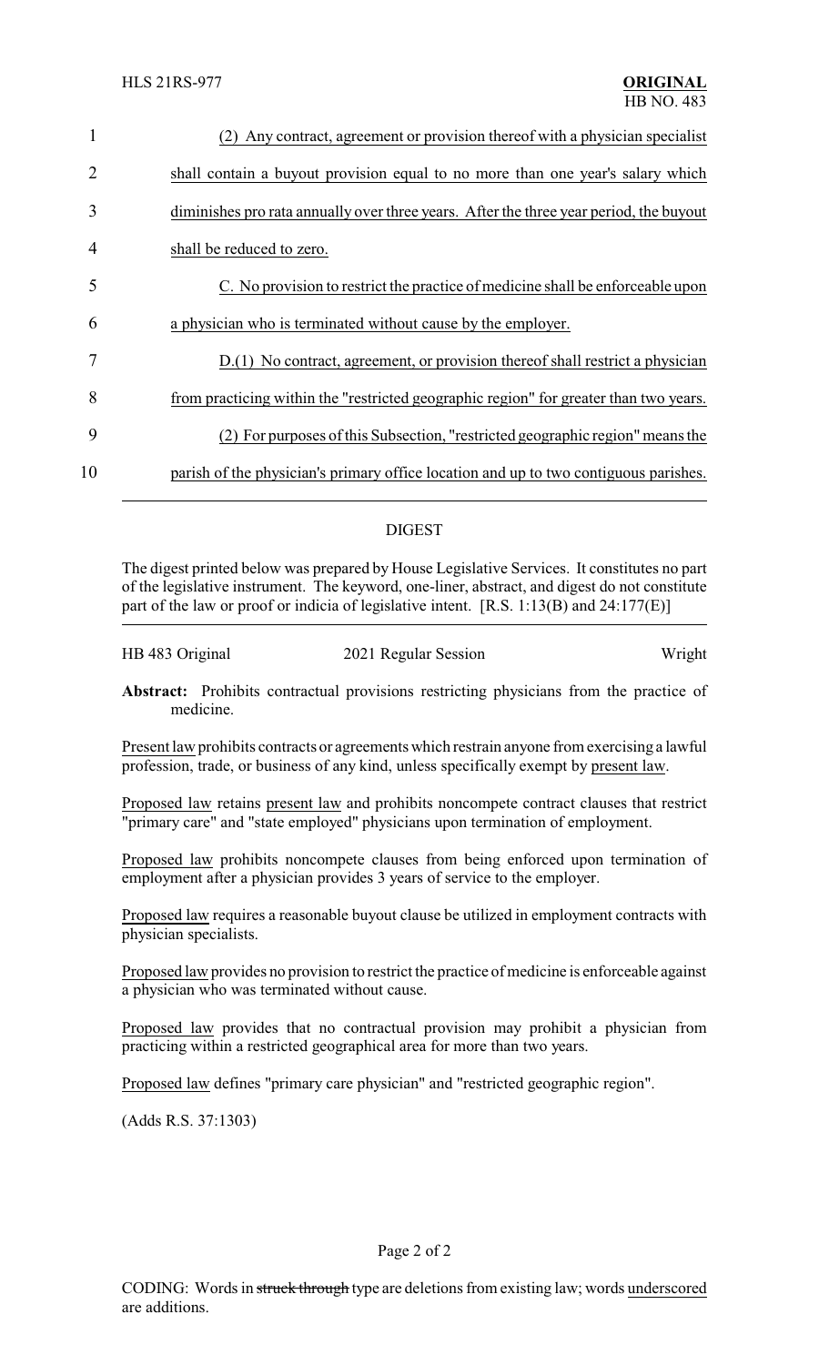(2) Any contract, agreement or provision thereof with a physician specialist shall contain a buyout provision equal to no more than one year's salary which diminishes pro rata annually over three years. After the three year period, the buyout shall be reduced to zero.

C. No provision to restrict the practice of medicine shall be enforceable upon a physician who is terminated without cause by the employer.

D.(1) No contract, agreement, or provision thereof shall restrict a physician from practicing within the "restricted geographic region" for greater than two years.

(2) For purposes of this Subsection, "restricted geographic region" means the parish of the physician's primary office location and up to two contiguous parishes.

## DIGEST

The digest printed below was prepared by House Legislative Services. It constitutes no part of the legislative instrument. The keyword, one-liner, abstract, and digest do not constitute part of the law or proof or indicia of legislative intent. [R.S. 1:13(B) and 24:177(E)]

HB 483 Original 2021 Regular Session Wright

**Abstract:** Prohibits contractual provisions restricting physicians from the practice of medicine.

Present law prohibits contracts or agreements which restrain anyone from exercising a lawful profession, trade, or business of any kind, unless specifically exempt by present law.

Proposed law retains present law and prohibits noncompete contract clauses that restrict "primary care" and "state employed" physicians upon termination of employment.

Proposed law prohibits noncompete clauses from being enforced upon termination of employment after a physician provides 3 years of service to the employer.

Proposed law requires a reasonable buyout clause be utilized in employment contracts with physician specialists.

Proposed law provides no provision to restrict the practice of medicine is enforceable against a physician who was terminated without cause.

Proposed law provides that no contractual provision may prohibit a physician from practicing within a restricted geographical area for more than two years.

Proposed law defines "primary care physician" and "restricted geographic region".

(Adds R.S. 37:1303)

CODING: Words in struck through type are deletions from existing law; words underscored are additions.